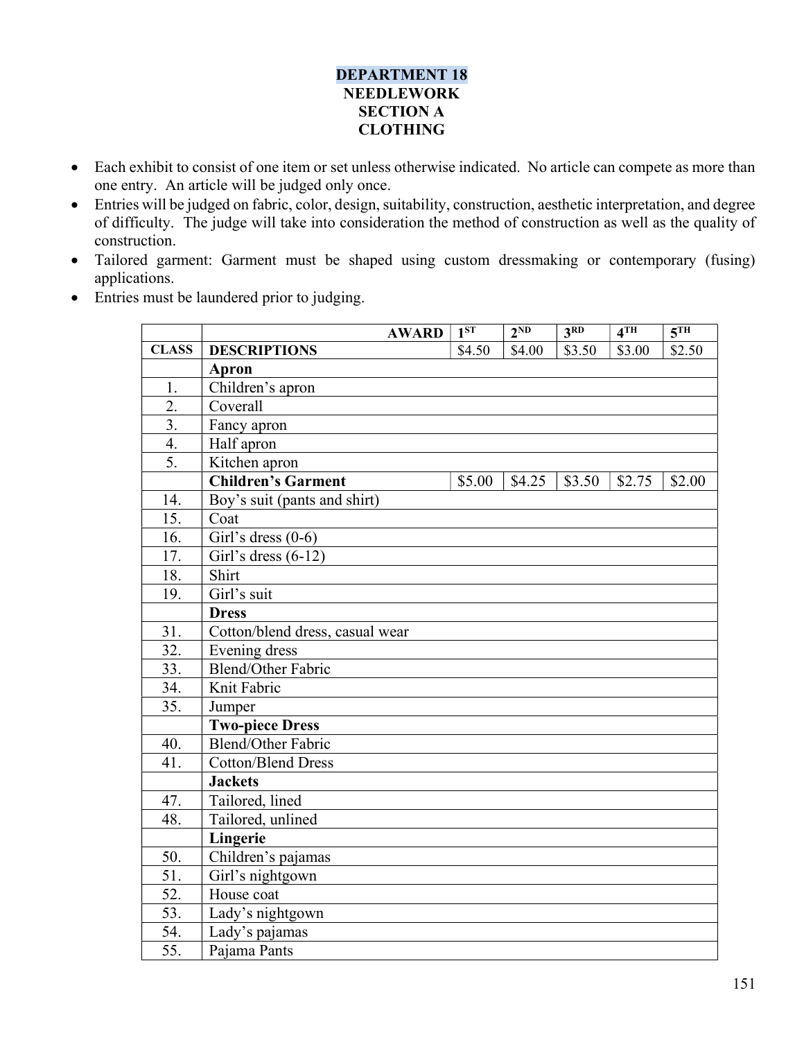# DEPARTMENT 18
## NEEDLEWORK
## SECTION A
## CLOTHING

- Each exhibit to consist of one item or set unless otherwise indicated. No article can compete as more than one entry. An article will be judged only once.
- Entries will be judged on fabric, color, design, suitability, construction, aesthetic interpretation, and degree of difficulty. The judge will take into consideration the method of construction as well as the quality of construction.
- Tailored garment: Garment must be shaped using custom dressmaking or contemporary (fusing) applications.
- Entries must be laundered prior to judging.

| | AWARD | 1ST | 2ND | 3RD | 4TH | 5TH |
|---|---|---|---|---|---|---|
| **CLASS** | **DESCRIPTIONS** | $4.50 | $4.00 | $3.50 | $3.00 | $2.50 |
| | **Apron** | | | | | |
| 1. | Children's apron | | | | | |
| 2. | Coverall | | | | | |
| 3. | Fancy apron | | | | | |
| 4. | Half apron | | | | | |
| 5. | Kitchen apron | | | | | |
| | **Children's Garment** | $5.00 | $4.25 | $3.50 | $2.75 | $2.00 |
| 14. | Boy's suit (pants and shirt) | | | | | |
| 15. | Coat | | | | | |
| 16. | Girl's dress (0-6) | | | | | |
| 17. | Girl's dress (6-12) | | | | | |
| 18. | Shirt | | | | | |
| 19. | Girl's suit | | | | | |
| | **Dress** | | | | | |
| 31. | Cotton/blend dress, casual wear | | | | | |
| 32. | Evening dress | | | | | |
| 33. | Blend/Other Fabric | | | | | |
| 34. | Knit Fabric | | | | | |
| 35. | Jumper | | | | | |
| | **Two-piece Dress** | | | | | |
| 40. | Blend/Other Fabric | | | | | |
| 41. | Cotton/Blend Dress | | | | | |
| | **Jackets** | | | | | |
| 47. | Tailored, lined | | | | | |
| 48. | Tailored, unlined | | | | | |
| | **Lingerie** | | | | | |
| 50. | Children's pajamas | | | | | |
| 51. | Girl's nightgown | | | | | |
| 52. | House coat | | | | | |
| 53. | Lady's nightgown | | | | | |
| 54. | Lady's pajamas | | | | | |
| 55. | Pajama Pants | | | | | |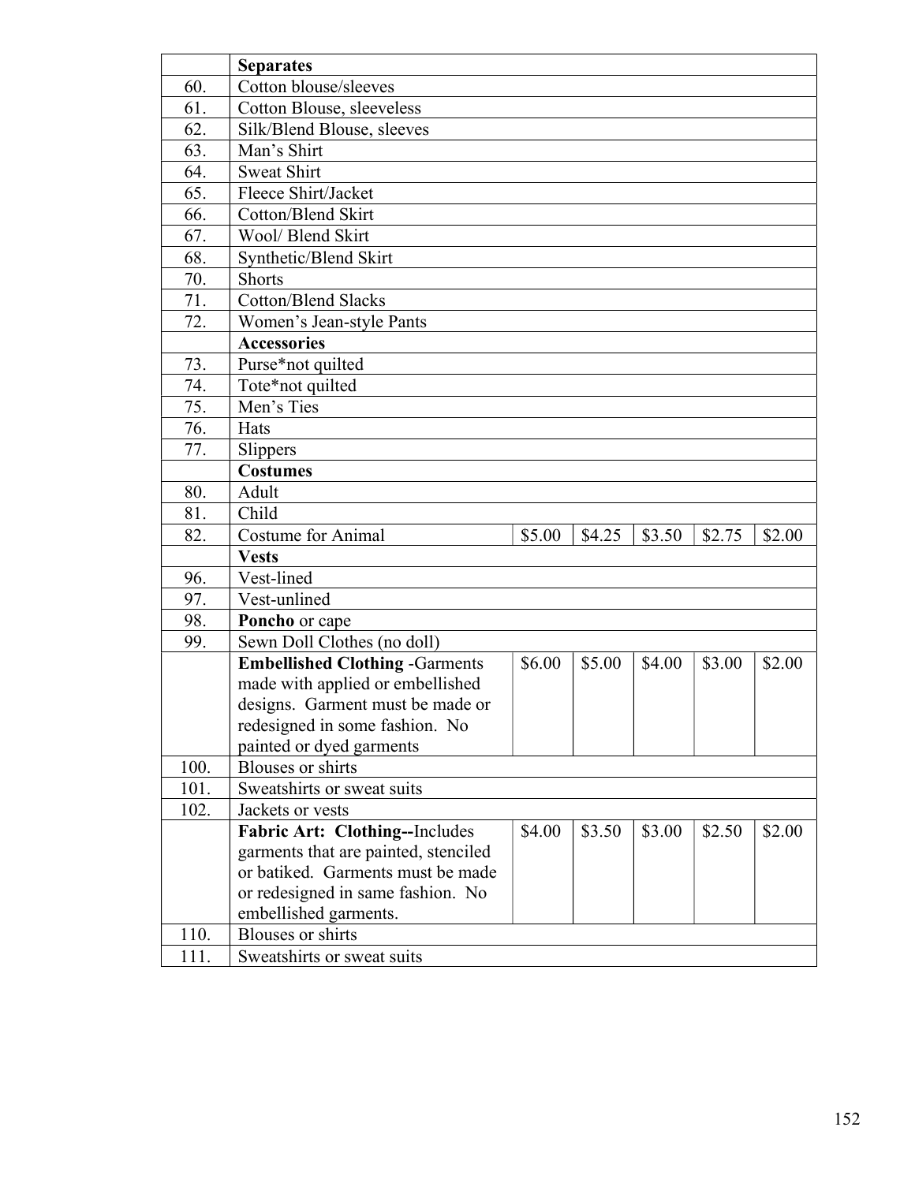| | | | | | | |
|---|---|---|---|---|---|---|
| | **Separates** | | | | | |
| 60. | Cotton blouse/sleeves | | | | | |
| 61. | Cotton Blouse, sleeveless | | | | | |
| 62. | Silk/Blend Blouse, sleeves | | | | | |
| 63. | Man's Shirt | | | | | |
| 64. | Sweat Shirt | | | | | |
| 65. | Fleece Shirt/Jacket | | | | | |
| 66. | Cotton/Blend Skirt | | | | | |
| 67. | Wool/ Blend Skirt | | | | | |
| 68. | Synthetic/Blend Skirt | | | | | |
| 70. | Shorts | | | | | |
| 71. | Cotton/Blend Slacks | | | | | |
| 72. | Women's Jean-style Pants | | | | | |
| | **Accessories** | | | | | |
| 73. | Purse*not quilted | | | | | |
| 74. | Tote*not quilted | | | | | |
| 75. | Men's Ties | | | | | |
| 76. | Hats | | | | | |
| 77. | Slippers | | | | | |
| | **Costumes** | | | | | |
| 80. | Adult | | | | | |
| 81. | Child | | | | | |
| 82. | Costume for Animal | $5.00 | $4.25 | $3.50 | $2.75 | $2.00 |
| | **Vests** | | | | | |
| 96. | Vest-lined | | | | | |
| 97. | Vest-unlined | | | | | |
| 98. | **Poncho** or cape | | | | | |
| 99. | Sewn Doll Clothes (no doll) | | | | | |
| | **Embellished Clothing** -Garments made with applied or embellished designs. Garment must be made or redesigned in some fashion. No painted or dyed garments | $6.00 | $5.00 | $4.00 | $3.00 | $2.00 |
| 100. | Blouses or shirts | | | | | |
| 101. | Sweatshirts or sweat suits | | | | | |
| 102. | Jackets or vests | | | | | |
| | **Fabric Art: Clothing--**Includes garments that are painted, stenciled or batiked. Garments must be made or redesigned in same fashion. No embellished garments. | $4.00 | $3.50 | $3.00 | $2.50 | $2.00 |
| 110. | Blouses or shirts | | | | | |
| 111. | Sweatshirts or sweat suits | | | | | |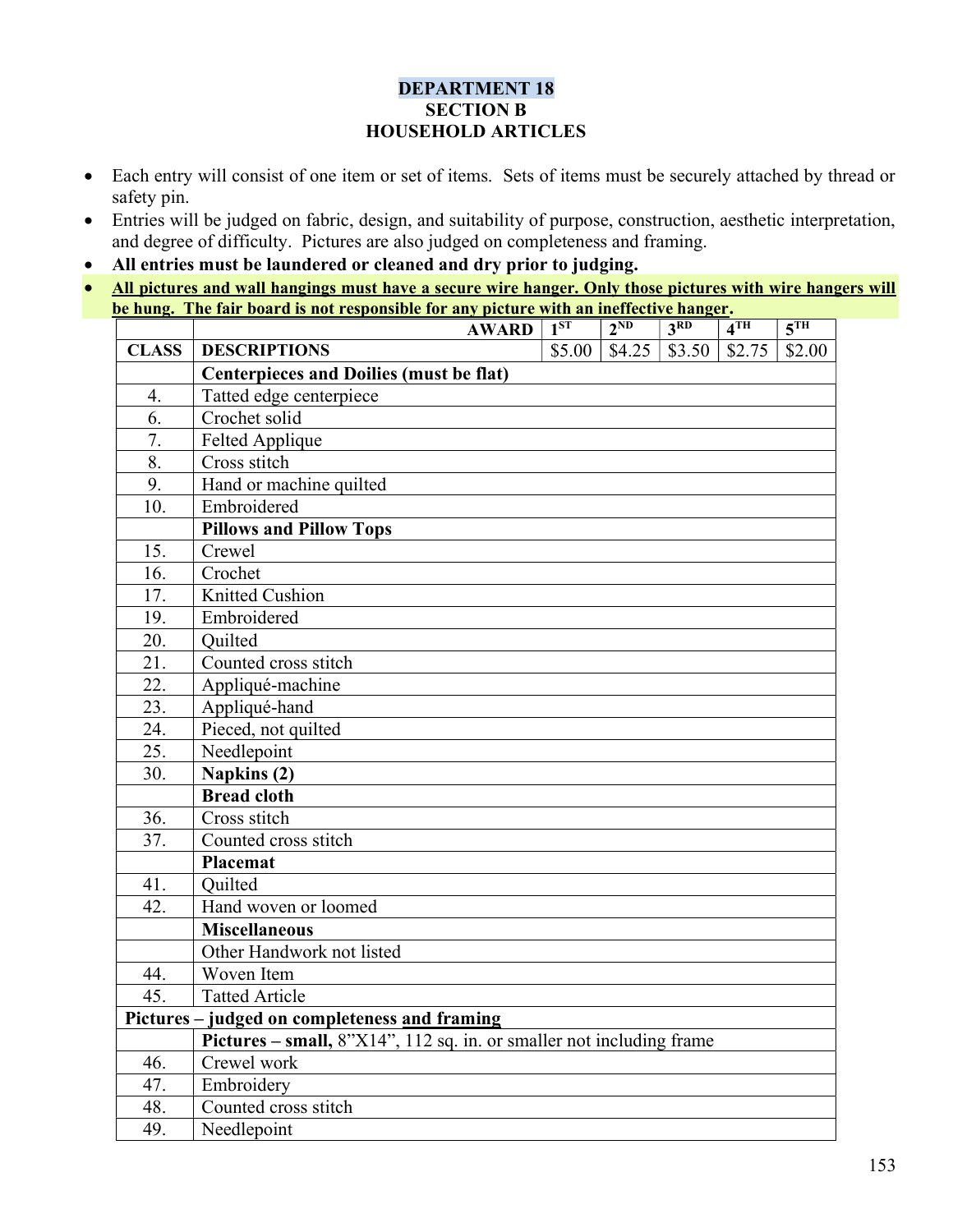# DEPARTMENT 18
## SECTION B
## HOUSEHOLD ARTICLES

- Each entry will consist of one item or set of items. Sets of items must be securely attached by thread or safety pin.
- Entries will be judged on fabric, design, and suitability of purpose, construction, aesthetic interpretation, and degree of difficulty. Pictures are also judged on completeness and framing.
- **All entries must be laundered or cleaned and dry prior to judging.**
- **All pictures and wall hangings must have a secure wire hanger. Only those pictures with wire hangers will be hung. The fair board is not responsible for any picture with an ineffective hanger.**

| | AWARD | 1ST | 2ND | 3RD | 4TH | 5TH |
|---|---|---|---|---|---|---|
| **CLASS** | **DESCRIPTIONS** | $5.00 | $4.25 | $3.50 | $2.75 | $2.00 |
| | **Centerpieces and Doilies (must be flat)** | | | | | |
| 4. | Tatted edge centerpiece | | | | | |
| 6. | Crochet solid | | | | | |
| 7. | Felted Applique | | | | | |
| 8. | Cross stitch | | | | | |
| 9. | Hand or machine quilted | | | | | |
| 10. | Embroidered | | | | | |
| | **Pillows and Pillow Tops** | | | | | |
| 15. | Crewel | | | | | |
| 16. | Crochet | | | | | |
| 17. | Knitted Cushion | | | | | |
| 19. | Embroidered | | | | | |
| 20. | Quilted | | | | | |
| 21. | Counted cross stitch | | | | | |
| 22. | Appliqué-machine | | | | | |
| 23. | Appliqué-hand | | | | | |
| 24. | Pieced, not quilted | | | | | |
| 25. | Needlepoint | | | | | |
| 30. | **Napkins (2)** | | | | | |
| | **Bread cloth** | | | | | |
| 36. | Cross stitch | | | | | |
| 37. | Counted cross stitch | | | | | |
| | **Placemat** | | | | | |
| 41. | Quilted | | | | | |
| 42. | Hand woven or loomed | | | | | |
| | **Miscellaneous** | | | | | |
| | Other Handwork not listed | | | | | |
| 44. | Woven Item | | | | | |
| 45. | Tatted Article | | | | | |
| **Pictures – judged on completeness and framing** | | | | | | |
| | **Pictures – small,** 8"X14", 112 sq. in. or smaller not including frame | | | | | |
| 46. | Crewel work | | | | | |
| 47. | Embroidery | | | | | |
| 48. | Counted cross stitch | | | | | |
| 49. | Needlepoint | | | | | |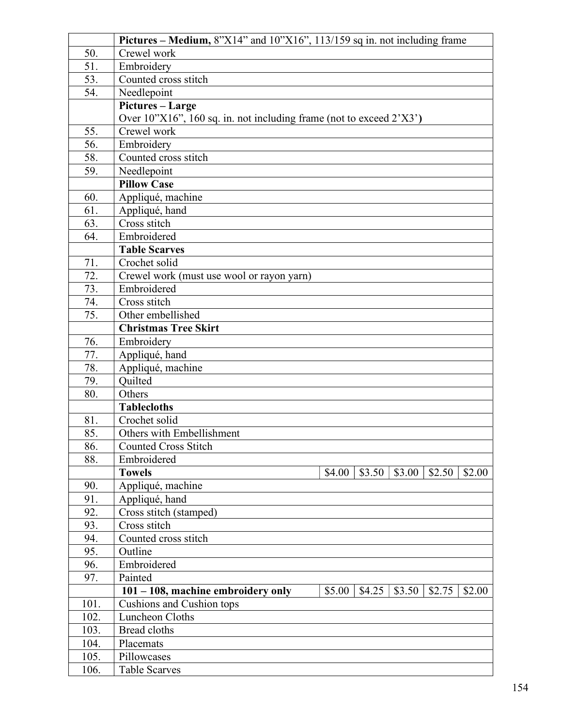| | | | | | | |
|---|---|---|---|---|---|---|
| | **Pictures – Medium,** 8”X14” and 10”X16”, 113/159 sq in. not including frame | | | | | |
| 50. | Crewel work | | | | | |
| 51. | Embroidery | | | | | |
| 53. | Counted cross stitch | | | | | |
| 54. | Needlepoint | | | | | |
| | **Pictures – Large** Over 10”X16”, 160 sq. in. not including frame (not to exceed 2’X3’**)** | | | | | |
| 55. | Crewel work | | | | | |
| 56. | Embroidery | | | | | |
| 58. | Counted cross stitch | | | | | |
| 59. | Needlepoint | | | | | |
| | **Pillow Case** | | | | | |
| 60. | Appliqué, machine | | | | | |
| 61. | Appliqué, hand | | | | | |
| 63. | Cross stitch | | | | | |
| 64. | Embroidered | | | | | |
| | **Table Scarves** | | | | | |
| 71. | Crochet solid | | | | | |
| 72. | Crewel work (must use wool or rayon yarn) | | | | | |
| 73. | Embroidered | | | | | |
| 74. | Cross stitch | | | | | |
| 75. | Other embellished | | | | | |
| | **Christmas Tree Skirt** | | | | | |
| 76. | Embroidery | | | | | |
| 77. | Appliqué, hand | | | | | |
| 78. | Appliqué, machine | | | | | |
| 79. | Quilted | | | | | |
| 80. | Others | | | | | |
| | **Tablecloths** | | | | | |
| 81. | Crochet solid | | | | | |
| 85. | Others with Embellishment | | | | | |
| 86. | Counted Cross Stitch | | | | | |
| 88. | Embroidered | | | | | |
| | **Towels** | $4.00 | $3.50 | $3.00 | $2.50 | $2.00 |
| 90. | Appliqué, machine | | | | | |
| 91. | Appliqué, hand | | | | | |
| 92. | Cross stitch (stamped) | | | | | |
| 93. | Cross stitch | | | | | |
| 94. | Counted cross stitch | | | | | |
| 95. | Outline | | | | | |
| 96. | Embroidered | | | | | |
| 97. | Painted | | | | | |
| | **101 – 108, machine embroidery only** | $5.00 | $4.25 | $3.50 | $2.75 | $2.00 |
| 101. | Cushions and Cushion tops | | | | | |
| 102. | Luncheon Cloths | | | | | |
| 103. | Bread cloths | | | | | |
| 104. | Placemats | | | | | |
| 105. | Pillowcases | | | | | |
| 106. | Table Scarves | | | | | |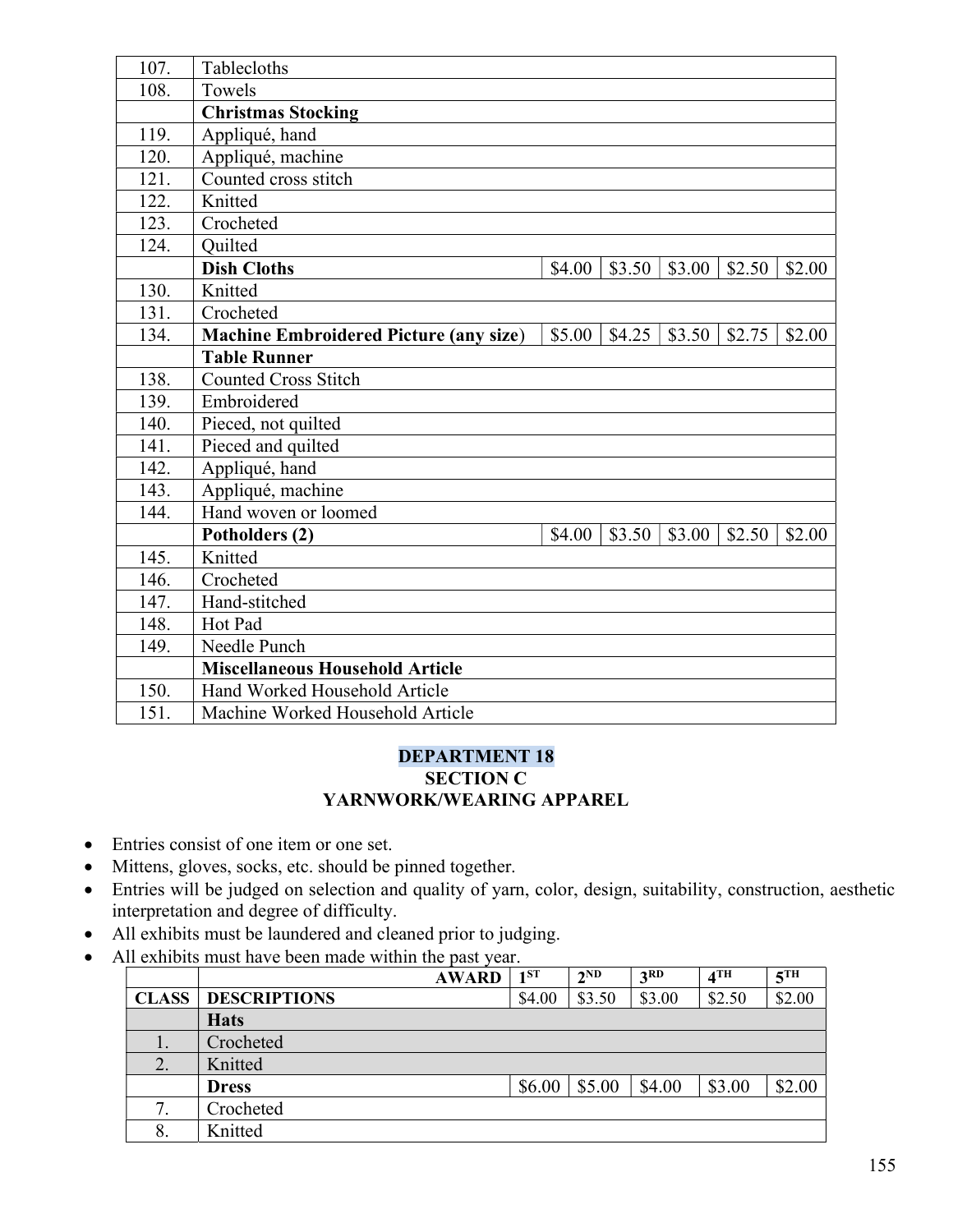| | | | | | | |
|---|---|---|---|---|---|---|
| 107. | Tablecloths | | | | | |
| 108. | Towels | | | | | |
| | **Christmas Stocking** | | | | | |
| 119. | Appliqué, hand | | | | | |
| 120. | Appliqué, machine | | | | | |
| 121. | Counted cross stitch | | | | | |
| 122. | Knitted | | | | | |
| 123. | Crocheted | | | | | |
| 124. | Quilted | | | | | |
| | **Dish Cloths** | $4.00 | $3.50 | $3.00 | $2.50 | $2.00 |
| 130. | Knitted | | | | | |
| 131. | Crocheted | | | | | |
| 134. | **Machine Embroidered Picture (any size**) | $5.00 | $4.25 | $3.50 | $2.75 | $2.00 |
| | **Table Runner** | | | | | |
| 138. | Counted Cross Stitch | | | | | |
| 139. | Embroidered | | | | | |
| 140. | Pieced, not quilted | | | | | |
| 141. | Pieced and quilted | | | | | |
| 142. | Appliqué, hand | | | | | |
| 143. | Appliqué, machine | | | | | |
| 144. | Hand woven or loomed | | | | | |
| | **Potholders (2)** | $4.00 | $3.50 | $3.00 | $2.50 | $2.00 |
| 145. | Knitted | | | | | |
| 146. | Crocheted | | | | | |
| 147. | Hand-stitched | | | | | |
| 148. | Hot Pad | | | | | |
| 149. | Needle Punch | | | | | |
| | **Miscellaneous Household Article** | | | | | |
| 150. | Hand Worked Household Article | | | | | |
| 151. | Machine Worked Household Article | | | | | |

## DEPARTMENT 18
### SECTION C
### YARNWORK/WEARING APPAREL

- Entries consist of one item or one set.
- Mittens, gloves, socks, etc. should be pinned together.
- Entries will be judged on selection and quality of yarn, color, design, suitability, construction, aesthetic interpretation and degree of difficulty.
- All exhibits must be laundered and cleaned prior to judging.
- All exhibits must have been made within the past year.

| | AWARD | 1ST | 2ND | 3RD | 4TH | 5TH |
|---|---|---|---|---|---|---|
| **CLASS** | **DESCRIPTIONS** | $4.00 | $3.50 | $3.00 | $2.50 | $2.00 |
| | **Hats** | | | | | |
| 1. | Crocheted | | | | | |
| 2. | Knitted | | | | | |
| | **Dress** | $6.00 | $5.00 | $4.00 | $3.00 | $2.00 |
| 7. | Crocheted | | | | | |
| 8. | Knitted | | | | | |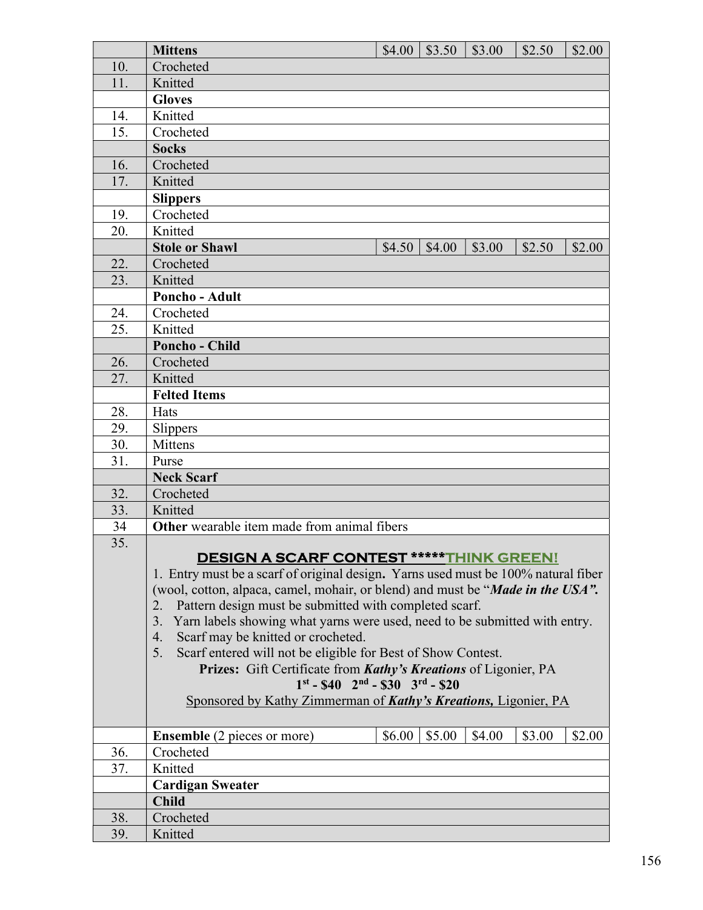| | | | | | | |
|---|---|---|---|---|---|---|
| | **Mittens** | $4.00 | $3.50 | $3.00 | $2.50 | $2.00 |
| 10. | Crocheted | | | | | |
| 11. | Knitted | | | | | |
| | **Gloves** | | | | | |
| 14. | Knitted | | | | | |
| 15. | Crocheted | | | | | |
| | **Socks** | | | | | |
| 16. | Crocheted | | | | | |
| 17. | Knitted | | | | | |
| | **Slippers** | | | | | |
| 19. | Crocheted | | | | | |
| 20. | Knitted | | | | | |
| | **Stole or Shawl** | $4.50 | $4.00 | $3.00 | $2.50 | $2.00 |
| 22. | Crocheted | | | | | |
| 23. | Knitted | | | | | |
| | **Poncho - Adult** | | | | | |
| 24. | Crocheted | | | | | |
| 25. | Knitted | | | | | |
| | **Poncho - Child** | | | | | |
| 26. | Crocheted | | | | | |
| 27. | Knitted | | | | | |
| | **Felted Items** | | | | | |
| 28. | Hats | | | | | |
| 29. | Slippers | | | | | |
| 30. | Mittens | | | | | |
| 31. | Purse | | | | | |
| | **Neck Scarf** | | | | | |
| 32. | Crocheted | | | | | |
| 33. | Knitted | | | | | |
| 34 | **Other** wearable item made from animal fibers | | | | | |
| 35. | **DESIGN A SCARF CONTEST \*\*\*\*\*THINK GREEN!**<br>1. Entry must be a scarf of original design**.** Yarns used must be 100% natural fiber (wool, cotton, alpaca, camel, mohair, or blend) and must be "***Made in the USA".***<br>2. Pattern design must be submitted with completed scarf.<br>3. Yarn labels showing what yarns were used, need to be submitted with entry.<br>4. Scarf may be knitted or crocheted.<br>5. Scarf entered will not be eligible for Best of Show Contest.<br>**Prizes:** Gift Certificate from ***Kathy's Kreations*** of Ligonier, PA<br>**1st - $40 2nd - $30 3rd - $20**<br>Sponsored by Kathy Zimmerman of ***Kathy's Kreations,*** Ligonier, PA | | | | | |
| | **Ensemble** (2 pieces or more) | $6.00 | $5.00 | $4.00 | $3.00 | $2.00 |
| 36. | Crocheted | | | | | |
| 37. | Knitted | | | | | |
| | **Cardigan Sweater** | | | | | |
| | **Child** | | | | | |
| 38. | Crocheted | | | | | |
| 39. | Knitted | | | | | |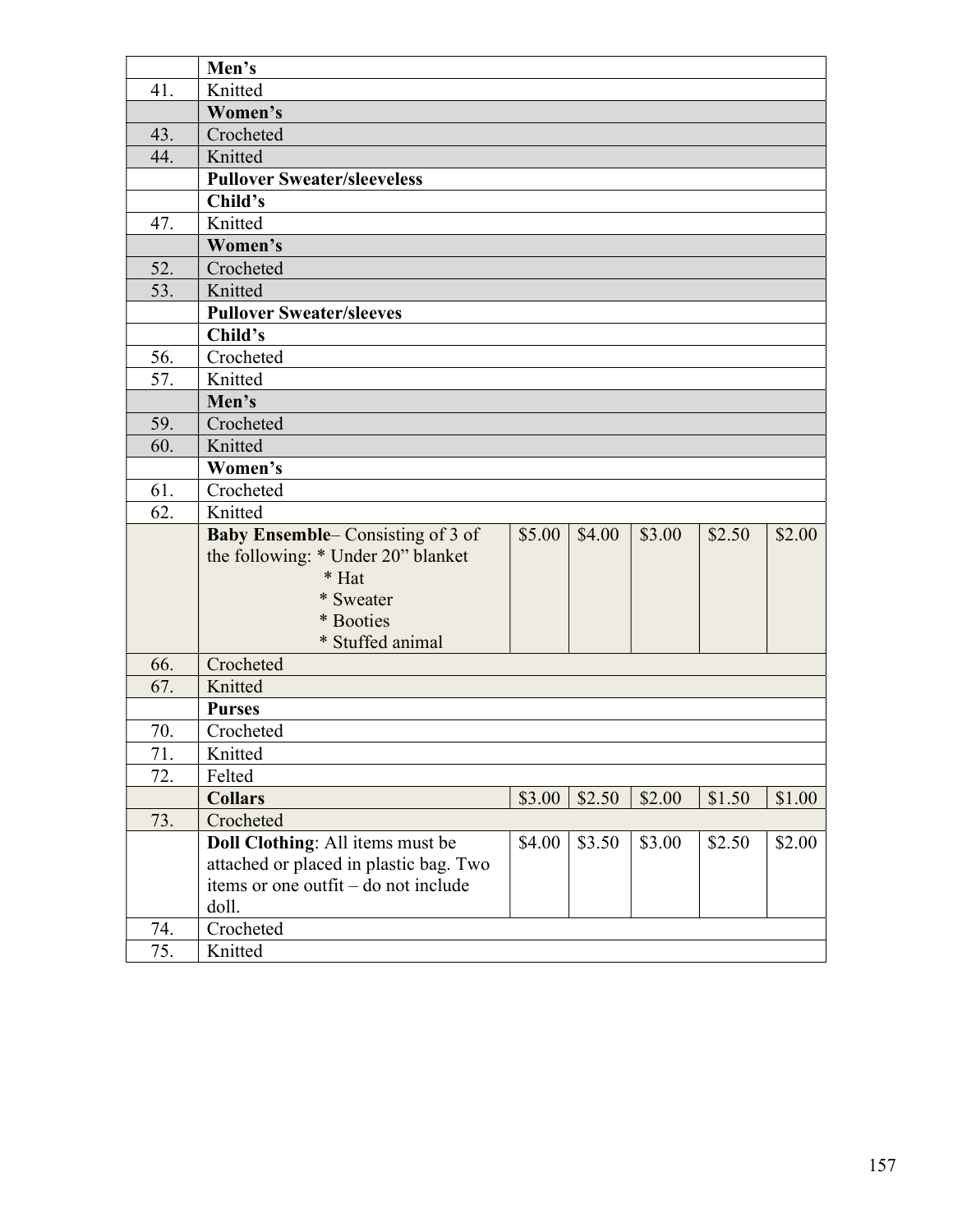| | | | | | | |
|---|---|---|---|---|---|---|
| | **Men's** | | | | | |
| 41. | Knitted | | | | | |
| | **Women's** | | | | | |
| 43. | Crocheted | | | | | |
| 44. | Knitted | | | | | |
| | **Pullover Sweater/sleeveless** | | | | | |
| | **Child's** | | | | | |
| 47. | Knitted | | | | | |
| | **Women's** | | | | | |
| 52. | Crocheted | | | | | |
| 53. | Knitted | | | | | |
| | **Pullover Sweater/sleeves** | | | | | |
| | **Child's** | | | | | |
| 56. | Crocheted | | | | | |
| 57. | Knitted | | | | | |
| | **Men's** | | | | | |
| 59. | Crocheted | | | | | |
| 60. | Knitted | | | | | |
| | **Women's** | | | | | |
| 61. | Crocheted | | | | | |
| 62. | Knitted | | | | | |
| | **Baby Ensemble**– Consisting of 3 of the following: * Under 20" blanket * Hat * Sweater * Booties * Stuffed animal | $5.00 | $4.00 | $3.00 | $2.50 | $2.00 |
| 66. | Crocheted | | | | | |
| 67. | Knitted | | | | | |
| | **Purses** | | | | | |
| 70. | Crocheted | | | | | |
| 71. | Knitted | | | | | |
| 72. | Felted | | | | | |
| | **Collars** | $3.00 | $2.50 | $2.00 | $1.50 | $1.00 |
| 73. | Crocheted | | | | | |
| | **Doll Clothing**: All items must be attached or placed in plastic bag. Two items or one outfit – do not include doll. | $4.00 | $3.50 | $3.00 | $2.50 | $2.00 |
| 74. | Crocheted | | | | | |
| 75. | Knitted | | | | | |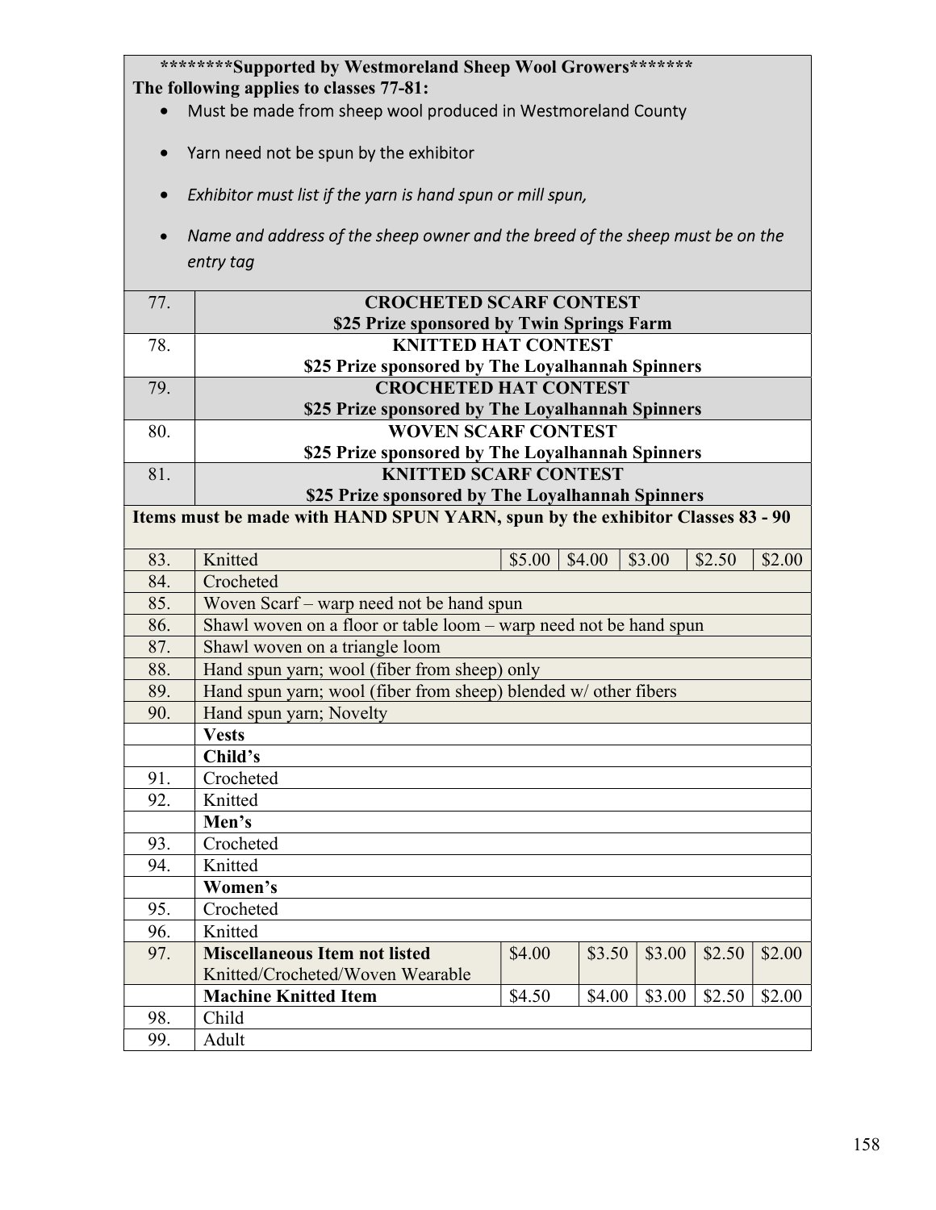**\*\*\*\*\*\*\*\*Supported by Westmoreland Sheep Wool Growers\*\*\*\*\*\*\***

**The following applies to classes 77-81:**

- Must be made from sheep wool produced in Westmoreland County
- Yarn need not be spun by the exhibitor
- *Exhibitor must list if the yarn is hand spun or mill spun,*
- *Name and address of the sheep owner and the breed of the sheep must be on the entry tag*

| | | | | | | |
|---|---|---|---|---|---|---|
| 77. | **CROCHETED SCARF CONTEST** **$25 Prize sponsored by Twin Springs Farm** | | | | | |
| 78. | **KNITTED HAT CONTEST** **$25 Prize sponsored by The Loyalhannah Spinners** | | | | | |
| 79. | **CROCHETED HAT CONTEST** **$25 Prize sponsored by The Loyalhannah Spinners** | | | | | |
| 80. | **WOVEN SCARF CONTEST** **$25 Prize sponsored by The Loyalhannah Spinners** | | | | | |
| 81. | **KNITTED SCARF CONTEST** **$25 Prize sponsored by The Loyalhannah Spinners** | | | | | |
| **Items must be made with HAND SPUN YARN, spun by the exhibitor Classes 83 - 90** | | | | | | |
| 83. | Knitted | $5.00 | $4.00 | $3.00 | $2.50 | $2.00 |
| 84. | Crocheted | | | | | |
| 85. | Woven Scarf – warp need not be hand spun | | | | | |
| 86. | Shawl woven on a floor or table loom – warp need not be hand spun | | | | | |
| 87. | Shawl woven on a triangle loom | | | | | |
| 88. | Hand spun yarn; wool (fiber from sheep) only | | | | | |
| 89. | Hand spun yarn; wool (fiber from sheep) blended w/ other fibers | | | | | |
| 90. | Hand spun yarn; Novelty | | | | | |
| | **Vests** | | | | | |
| | **Child's** | | | | | |
| 91. | Crocheted | | | | | |
| 92. | Knitted | | | | | |
| | **Men's** | | | | | |
| 93. | Crocheted | | | | | |
| 94. | Knitted | | | | | |
| | **Women's** | | | | | |
| 95. | Crocheted | | | | | |
| 96. | Knitted | | | | | |
| 97. | **Miscellaneous Item not listed** Knitted/Crocheted/Woven Wearable | $4.00 | $3.50 | $3.00 | $2.50 | $2.00 |
| | **Machine Knitted Item** | $4.50 | $4.00 | $3.00 | $2.50 | $2.00 |
| 98. | Child | | | | | |
| 99. | Adult | | | | | |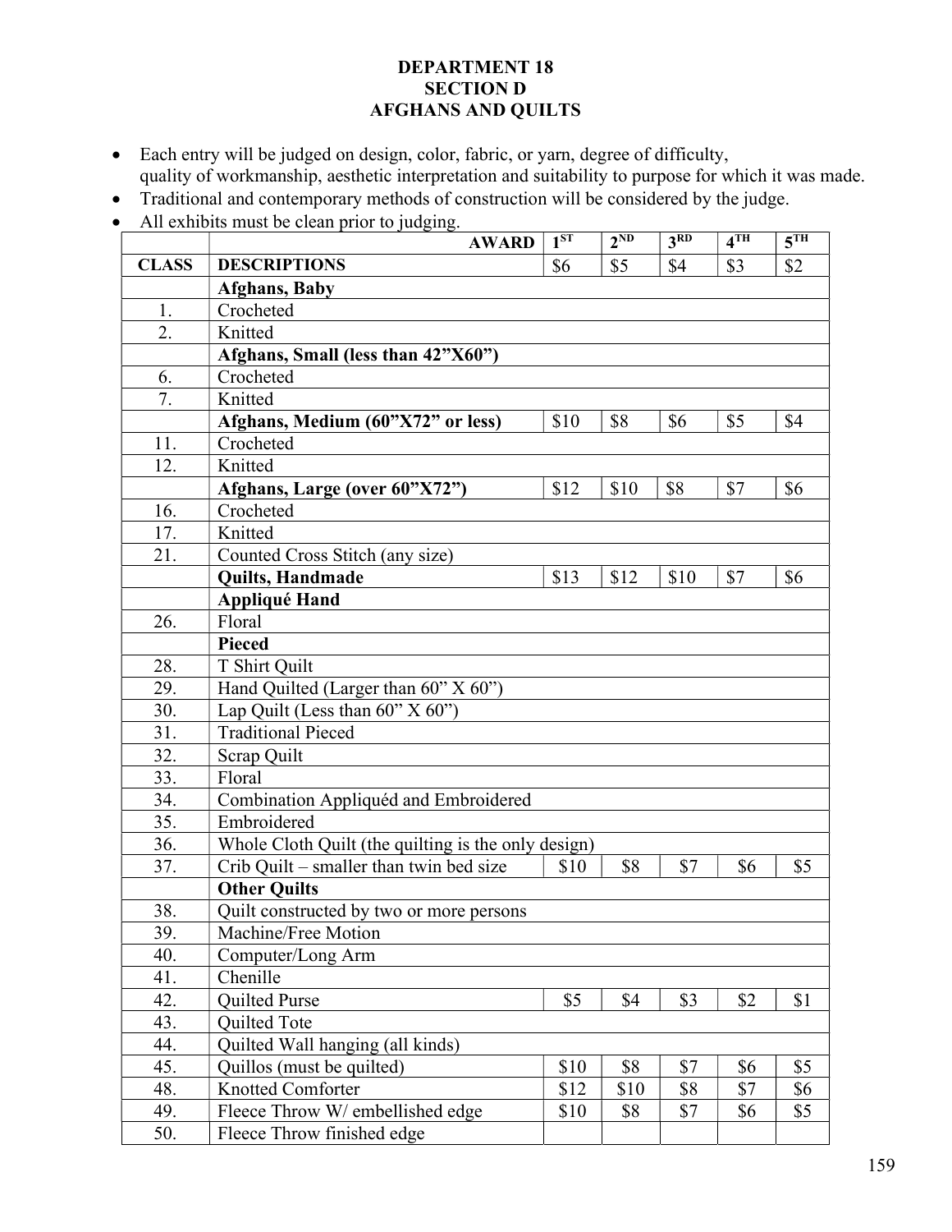**DEPARTMENT 18**
**SECTION D**
**AFGHANS AND QUILTS**

- Each entry will be judged on design, color, fabric, or yarn, degree of difficulty, quality of workmanship, aesthetic interpretation and suitability to purpose for which it was made.
- Traditional and contemporary methods of construction will be considered by the judge.
- All exhibits must be clean prior to judging.

| | AWARD | 1ST | 2ND | 3RD | 4TH | 5TH |
|---|---|---|---|---|---|---|
| **CLASS** | **DESCRIPTIONS** | $6 | $5 | $4 | $3 | $2 |
| | **Afghans, Baby** | | | | | |
| 1. | Crocheted | | | | | |
| 2. | Knitted | | | | | |
| | **Afghans, Small (less than 42"X60")** | | | | | |
| 6. | Crocheted | | | | | |
| 7. | Knitted | | | | | |
| | **Afghans, Medium (60"X72" or less)** | $10 | $8 | $6 | $5 | $4 |
| 11. | Crocheted | | | | | |
| 12. | Knitted | | | | | |
| | **Afghans, Large (over 60"X72")** | $12 | $10 | $8 | $7 | $6 |
| 16. | Crocheted | | | | | |
| 17. | Knitted | | | | | |
| 21. | Counted Cross Stitch (any size) | | | | | |
| | **Quilts, Handmade** | $13 | $12 | $10 | $7 | $6 |
| | **Appliqué Hand** | | | | | |
| 26. | Floral | | | | | |
| | **Pieced** | | | | | |
| 28. | T Shirt Quilt | | | | | |
| 29. | Hand Quilted (Larger than 60" X 60") | | | | | |
| 30. | Lap Quilt (Less than 60" X 60") | | | | | |
| 31. | Traditional Pieced | | | | | |
| 32. | Scrap Quilt | | | | | |
| 33. | Floral | | | | | |
| 34. | Combination Appliquéd and Embroidered | | | | | |
| 35. | Embroidered | | | | | |
| 36. | Whole Cloth Quilt (the quilting is the only design) | | | | | |
| 37. | Crib Quilt – smaller than twin bed size | $10 | $8 | $7 | $6 | $5 |
| | **Other Quilts** | | | | | |
| 38. | Quilt constructed by two or more persons | | | | | |
| 39. | Machine/Free Motion | | | | | |
| 40. | Computer/Long Arm | | | | | |
| 41. | Chenille | | | | | |
| 42. | Quilted Purse | $5 | $4 | $3 | $2 | $1 |
| 43. | Quilted Tote | | | | | |
| 44. | Quilted Wall hanging (all kinds) | | | | | |
| 45. | Quillos (must be quilted) | $10 | $8 | $7 | $6 | $5 |
| 48. | Knotted Comforter | $12 | $10 | $8 | $7 | $6 |
| 49. | Fleece Throw W/ embellished edge | $10 | $8 | $7 | $6 | $5 |
| 50. | Fleece Throw finished edge | | | | | |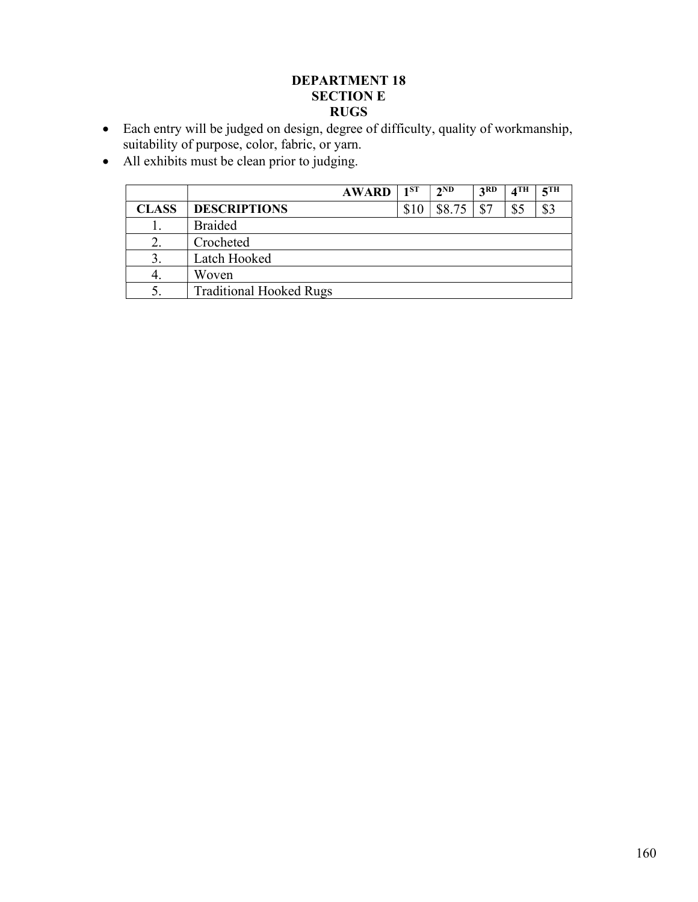**DEPARTMENT 18**
**SECTION E**
**RUGS**

- Each entry will be judged on design, degree of difficulty, quality of workmanship, suitability of purpose, color, fabric, or yarn.
- All exhibits must be clean prior to judging.

| | **AWARD** | **1ST** | **2ND** | **3RD** | **4TH** | **5TH** |
|---|---|---|---|---|---|---|
| **CLASS** | **DESCRIPTIONS** | $10 | $8.75 | $7 | $5 | $3 |
| 1. | Braided | | | | | |
| 2. | Crocheted | | | | | |
| 3. | Latch Hooked | | | | | |
| 4. | Woven | | | | | |
| 5. | Traditional Hooked Rugs | | | | | |